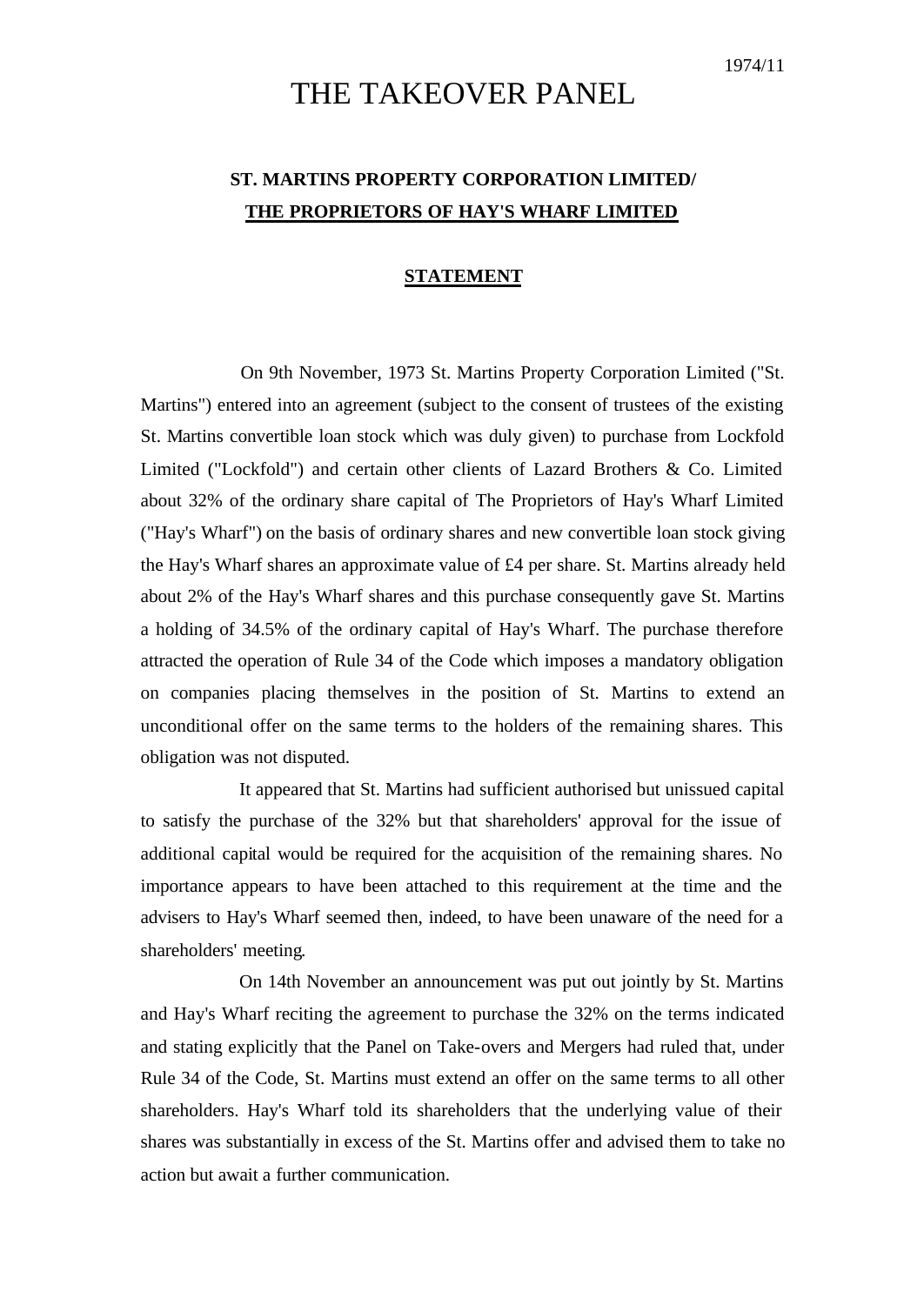1974/11

# THE TAKEOVER PANEL

## ST. MARTINS PROPERTY CORPORATION LIMITED/ THE PROPRIETORS OF HAY'S WHARF LIMITED

### STATEMENT

On 9th November, 1973 St. Martins Property Corporation Limited ("St. Martins") entered into an agreement (subject to the consent of trustees of the existing St. Martins convertible loan stock which was duly given) to purchase from Lockfold Limited ("Lockfold") and certain other clients of Lazard Brothers & Co. Limited about 32% of the ordinary share capital of The Proprietors of Hay's Wharf Limited ("Hay's Wharf") on the basis of ordinary shares and new convertible loan stock giving the Hay's Wharf shares an approximate value of £4 per share. St. Martins already held about 2% of the Hay's Wharf shares and this purchase consequently gave St. Martins a holding of 34.5% of the ordinary capital of Hay's Wharf. The purchase therefore attracted the operation of Rule 34 of the Code which imposes a mandatory obligation on companies placing themselves in the position of St. Martins to extend an unconditional offer on the same terms to the holders of the remaining shares. This obligation was not disputed.

It appeared that St. Martins had sufficient authorised but unissued capital to satisfy the purchase of the 32% but that shareholders' approval for the issue of additional capital would be required for the acquisition of the remaining shares. No importance appears to have been attached to this requirement at the time and the advisers to Hay's Wharf seemed then, indeed, to have been unaware of the need for a shareholders' meeting.

On 14th November an announcement was put out jointly by St. Martins and Hay's Wharf reciting the agreement to purchase the 32% on the terms indicated and stating explicitly that the Panel on Take-overs and Mergers had ruled that, under Rule 34 of the Code, St. Martins must extend an offer on the same terms to all other shareholders. Hay's Wharf told its shareholders that the underlying value of their shares was substantially in excess of the St. Martins offer and advised them to take no action but await a further communication.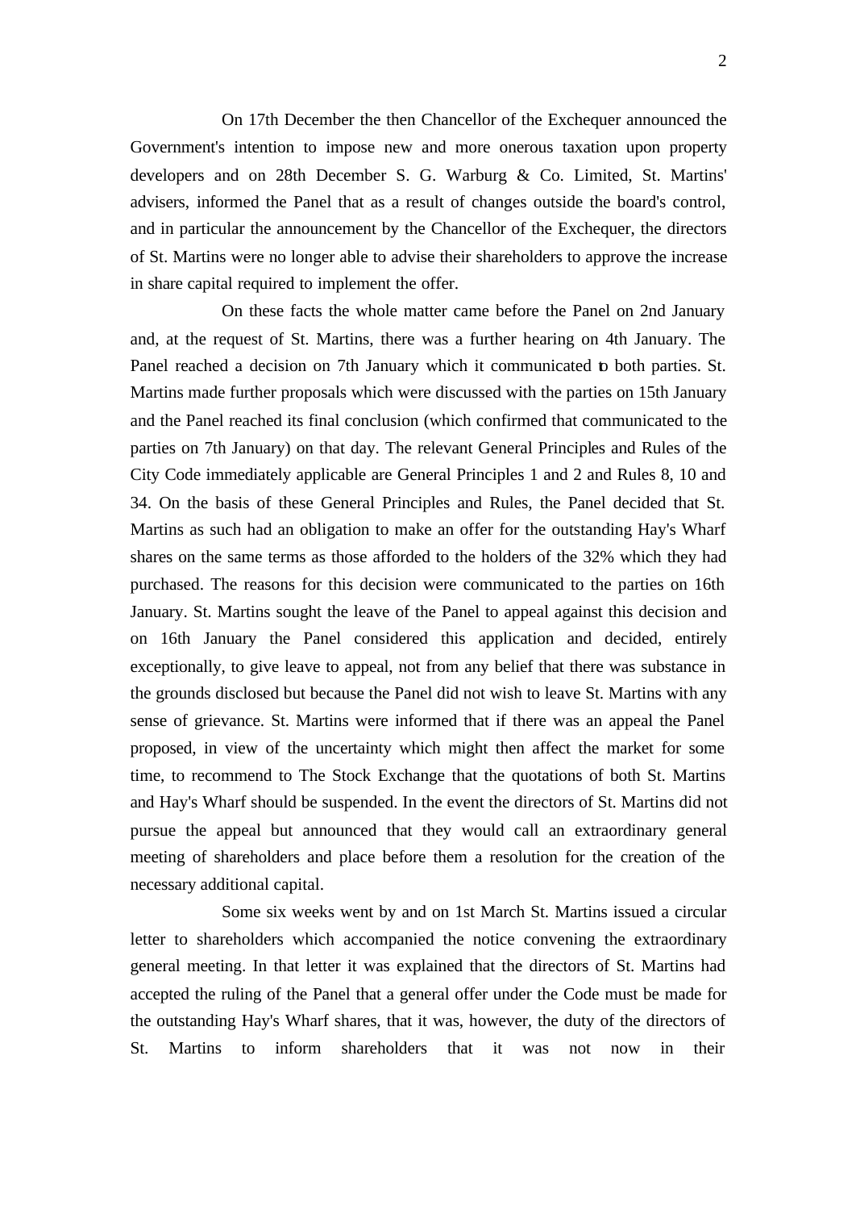On 17th December the then Chancellor of the Exchequer announced the Government's intention to impose new and more onerous taxation upon property developers and on 28th December S. G. Warburg & Co. Limited, St. Martins' advisers, informed the Panel that as a result of changes outside the board's control, and in particular the announcement by the Chancellor of the Exchequer, the directors of St. Martins were no longer able to advise their shareholders to approve the increase in share capital required to implement the offer.

On these facts the whole matter came before the Panel on 2nd January and, at the request of St. Martins, there was a further hearing on 4th January. The Panel reached a decision on 7th January which it communicated to both parties. St. Martins made further proposals which were discussed with the parties on 15th January and the Panel reached its final conclusion (which confirmed that communicated to the parties on 7th January) on that day. The relevant General Principles and Rules of the City Code immediately applicable are General Principles 1 and 2 and Rules 8, 10 and 34. On the basis of these General Principles and Rules, the Panel decided that St. Martins as such had an obligation to make an offer for the outstanding Hay's Wharf shares on the same terms as those afforded to the holders of the 32% which they had purchased. The reasons for this decision were communicated to the parties on 16th January. St. Martins sought the leave of the Panel to appeal against this decision and on 16th January the Panel considered this application and decided, entirely exceptionally, to give leave to appeal, not from any belief that there was substance in the grounds disclosed but because the Panel did not wish to leave St. Martins with any sense of grievance. St. Martins were informed that if there was an appeal the Panel proposed, in view of the uncertainty which might then affect the market for some time, to recommend to The Stock Exchange that the quotations of both St. Martins and Hay's Wharf should be suspended. In the event the directors of St. Martins did not pursue the appeal but announced that they would call an extraordinary general meeting of shareholders and place before them a resolution for the creation of the necessary additional capital.

Some six weeks went by and on 1st March St. Martins issued a circular letter to shareholders which accompanied the notice convening the extraordinary general meeting. In that letter it was explained that the directors of St. Martins had accepted the ruling of the Panel that a general offer under the Code must be made for the outstanding Hay's Wharf shares, that it was, however, the duty of the directors of St. Martins to inform shareholders that it was not now in their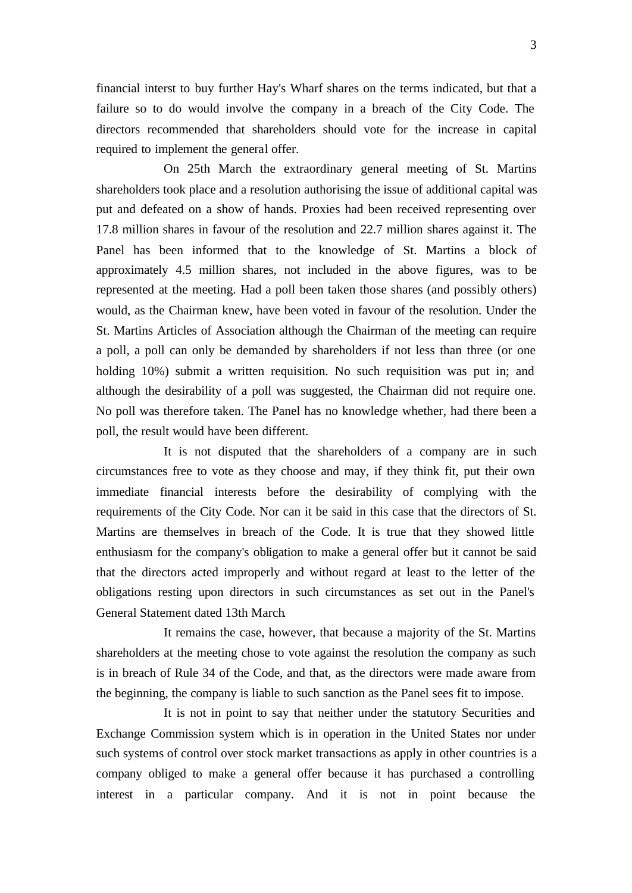financial interst to buy further Hay's Wharf shares on the terms indicated, but that a failure so to do would involve the company in a breach of the City Code. The directors recommended that shareholders should vote for the increase in capital required to implement the general offer.

On 25th March the extraordinary general meeting of St. Martins shareholders took place and a resolution authorising the issue of additional capital was put and defeated on a show of hands. Proxies had been received representing over 17.8 million shares in favour of the resolution and 22.7 million shares against it. The Panel has been informed that to the knowledge of St. Martins a block of approximately 4.5 million shares, not included in the above figures, was to be represented at the meeting. Had a poll been taken those shares (and possibly others) would, as the Chairman knew, have been voted in favour of the resolution. Under the St. Martins Articles of Association although the Chairman of the meeting can require a poll, a poll can only be demanded by shareholders if not less than three (or one holding 10%) submit a written requisition. No such requisition was put in; and although the desirability of a poll was suggested, the Chairman did not require one. No poll was therefore taken. The Panel has no knowledge whether, had there been a poll, the result would have been different.

It is not disputed that the shareholders of a company are in such circumstances free to vote as they choose and may, if they think fit, put their own immediate financial interests before the desirability of complying with the requirements of the City Code. Nor can it be said in this case that the directors of St. Martins are themselves in breach of the Code. It is true that they showed little enthusiasm for the company's obligation to make a general offer but it cannot be said that the directors acted improperly and without regard at least to the letter of the obligations resting upon directors in such circumstances as set out in the Panel's General Statement dated 13th March.

It remains the case, however, that because a majority of the St. Martins shareholders at the meeting chose to vote against the resolution the company as such is in breach of Rule 34 of the Code, and that, as the directors were made aware from the beginning, the company is liable to such sanction as the Panel sees fit to impose.

It is not in point to say that neither under the statutory Securities and Exchange Commission system which is in operation in the United States nor under such systems of control over stock market transactions as apply in other countries is a company obliged to make a general offer because it has purchased a controlling interest in a particular company. And it is not in point because the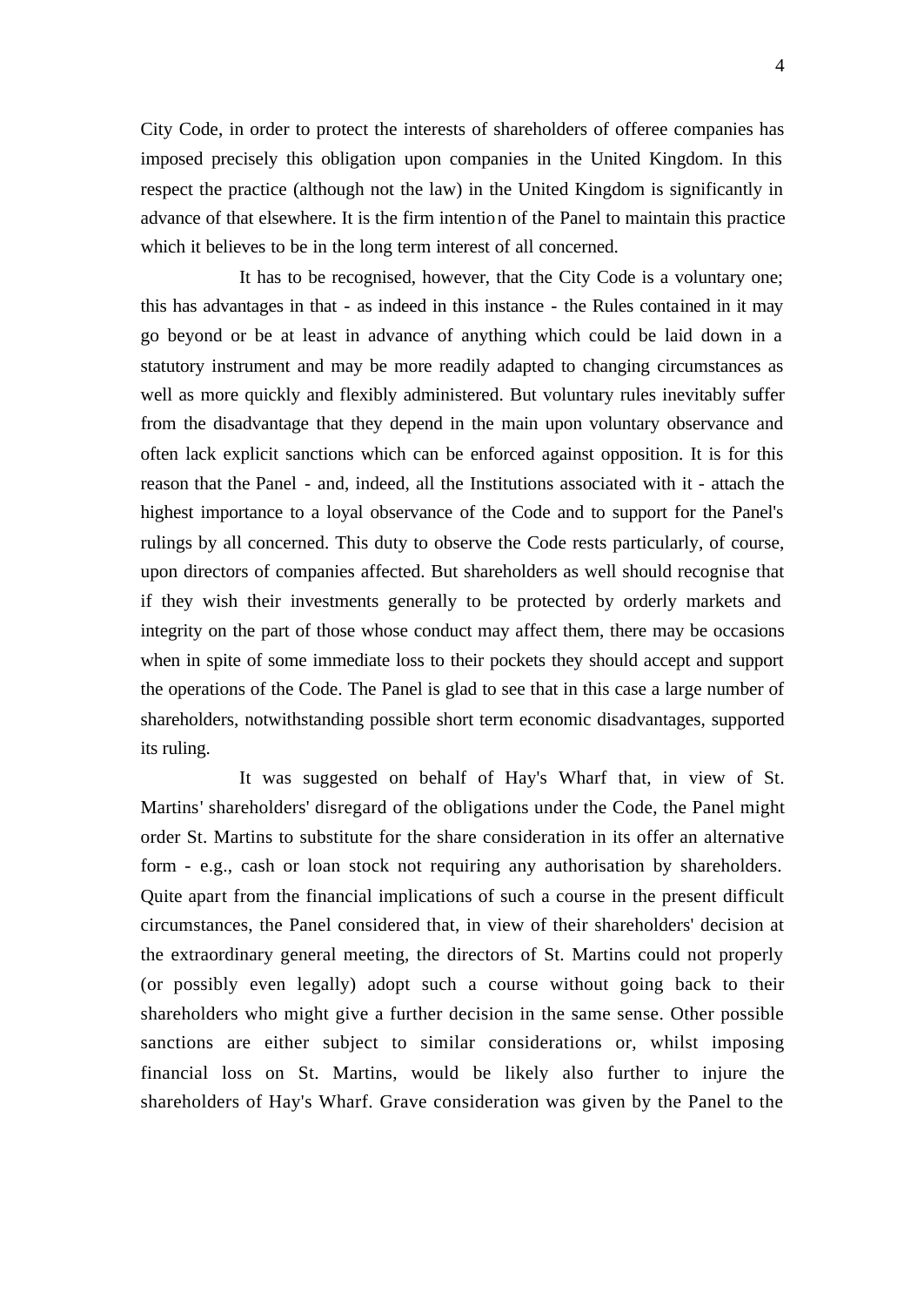City Code, in order to protect the interests of shareholders of offeree companies has imposed precisely this obligation upon companies in the United Kingdom. In this respect the practice (although not the law) in the United Kingdom is significantly in advance of that elsewhere. It is the firm intention of the Panel to maintain this practice which it believes to be in the long term interest of all concerned.

It has to be recognised, however, that the City Code is a voluntary one; this has advantages in that - as indeed in this instance - the Rules contained in it may go beyond or be at least in advance of anything which could be laid down in a statutory instrument and may be more readily adapted to changing circumstances as well as more quickly and flexibly administered. But voluntary rules inevitably suffer from the disadvantage that they depend in the main upon voluntary observance and often lack explicit sanctions which can be enforced against opposition. It is for this reason that the Panel - and, indeed, all the Institutions associated with it - attach the highest importance to a loyal observance of the Code and to support for the Panel's rulings by all concerned. This duty to observe the Code rests particularly, of course, upon directors of companies affected. But shareholders as well should recognise that if they wish their investments generally to be protected by orderly markets and integrity on the part of those whose conduct may affect them, there may be occasions when in spite of some immediate loss to their pockets they should accept and support the operations of the Code. The Panel is glad to see that in this case a large number of shareholders, notwithstanding possible short term economic disadvantages, supported its ruling.

It was suggested on behalf of Hay's Wharf that, in view of St. Martins' shareholders' disregard of the obligations under the Code, the Panel might order St. Martins to substitute for the share consideration in its offer an alternative form - e.g., cash or loan stock not requiring any authorisation by shareholders. Quite apart from the financial implications of such a course in the present difficult circumstances, the Panel considered that, in view of their shareholders' decision at the extraordinary general meeting, the directors of St. Martins could not properly (or possibly even legally) adopt such a course without going back to their shareholders who might give a further decision in the same sense. Other possible sanctions are either subject to similar considerations or, whilst imposing financial loss on St. Martins, would be likely also further to injure the shareholders of Hay's Wharf. Grave consideration was given by the Panel to the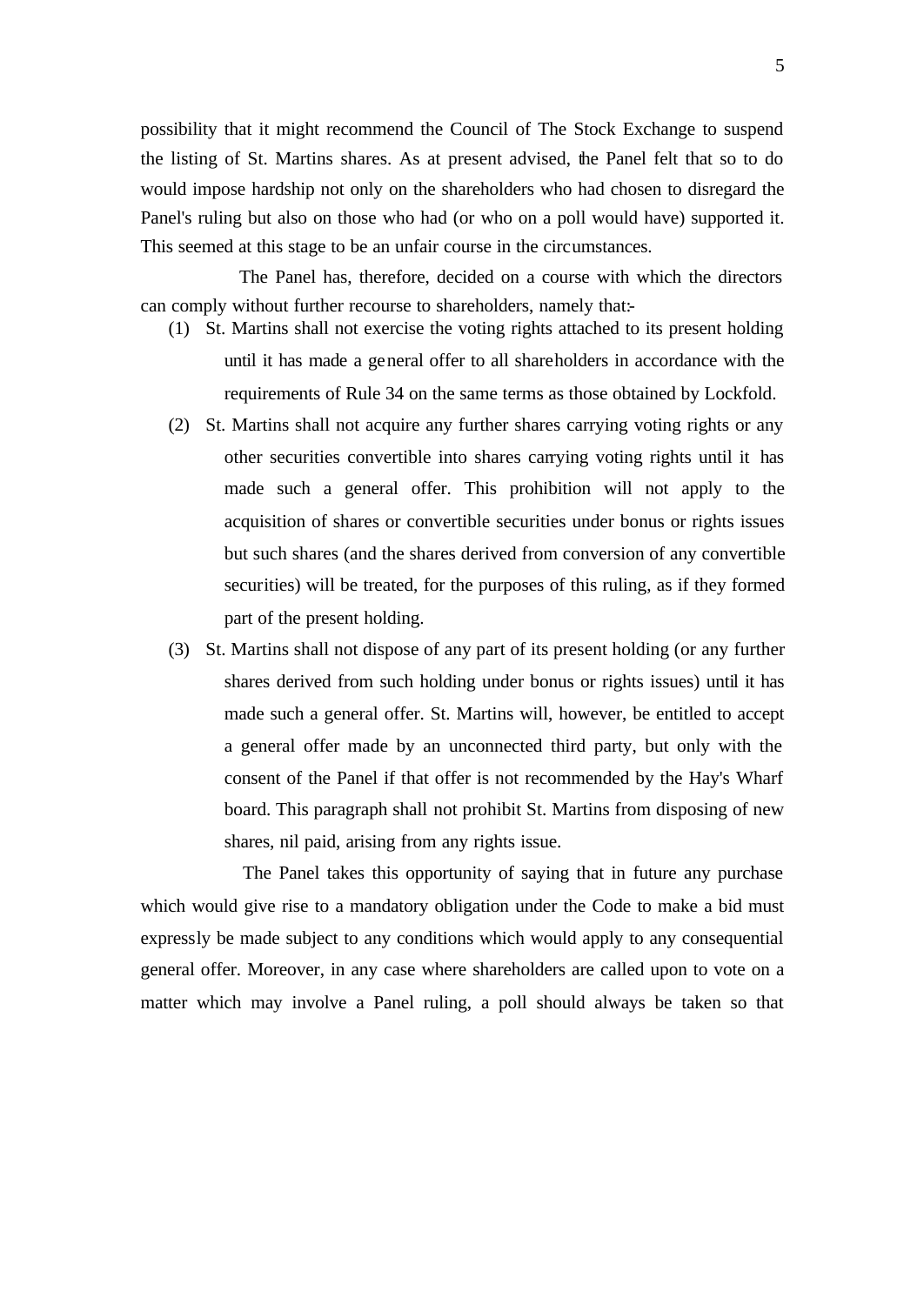possibility that it might recommend the Council of The Stock Exchange to suspend the listing of St. Martins shares. As at present advised, the Panel felt that so to do would impose hardship not only on the shareholders who had chosen to disregard the Panel's ruling but also on those who had (or who on a poll would have) supported it. This seemed at this stage to be an unfair course in the circumstances.

The Panel has, therefore, decided on a course with which the directors can comply without further recourse to shareholders, namely that:-

(1) St. Martins shall not exercise the voting rights attached to its present holding until it has made a general offer to all shareholders in accordance with the requirements of Rule 34 on the same terms as those obtained by Lockfold.

(2) St. Martins shall not acquire any further shares carrying voting rights or any other securities convertible into shares carrying voting rights until it has made such a general offer. This prohibition will not apply to the acquisition of shares or convertible securities under bonus or rights issues but such shares (and the shares derived from conversion of any convertible securities) will be treated, for the purposes of this ruling, as if they formed part of the present holding.

(3) St. Martins shall not dispose of any part of its present holding (or any further shares derived from such holding under bonus or rights issues) until it has made such a general offer. St. Martins will, however, be entitled to accept a general offer made by an unconnected third party, but only with the consent of the Panel if that offer is not recommended by the Hay's Wharf board. This paragraph shall not prohibit St. Martins from disposing of new shares, nil paid, arising from any rights issue.

The Panel takes this opportunity of saying that in future any purchase which would give rise to a mandatory obligation under the Code to make a bid must expressly be made subject to any conditions which would apply to any consequential general offer. Moreover, in any case where shareholders are called upon to vote on a matter which may involve a Panel ruling, a poll should always be taken so that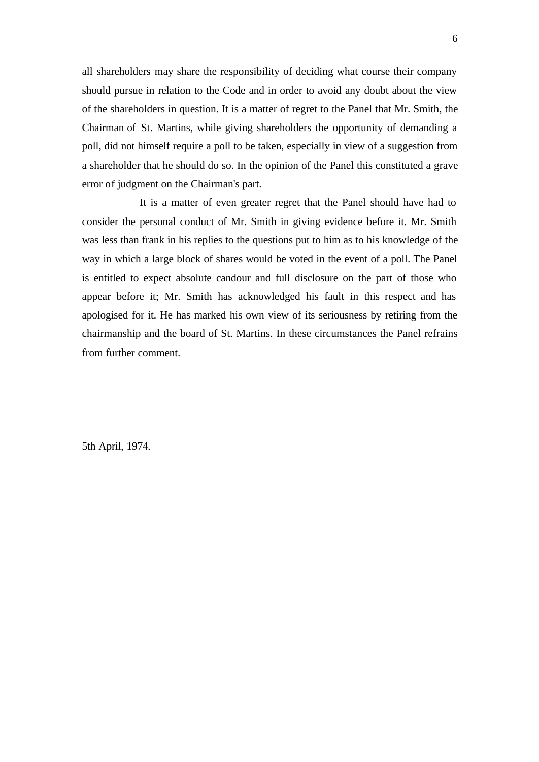all shareholders may share the responsibility of deciding what course their company should pursue in relation to the Code and in order to avoid any doubt about the view of the shareholders in question. It is a matter of regret to the Panel that Mr. Smith, the Chairman of St. Martins, while giving shareholders the opportunity of demanding a poll, did not himself require a poll to be taken, especially in view of a suggestion from a shareholder that he should do so. In the opinion of the Panel this constituted a grave error of judgment on the Chairman's part.

It is a matter of even greater regret that the Panel should have had to consider the personal conduct of Mr. Smith in giving evidence before it. Mr. Smith was less than frank in his replies to the questions put to him as to his knowledge of the way in which a large block of shares would be voted in the event of a poll. The Panel is entitled to expect absolute candour and full disclosure on the part of those who appear before it; Mr. Smith has acknowledged his fault in this respect and has apologised for it. He has marked his own view of its seriousness by retiring from the chairmanship and the board of St. Martins. In these circumstances the Panel refrains from further comment.

5th April, 1974.